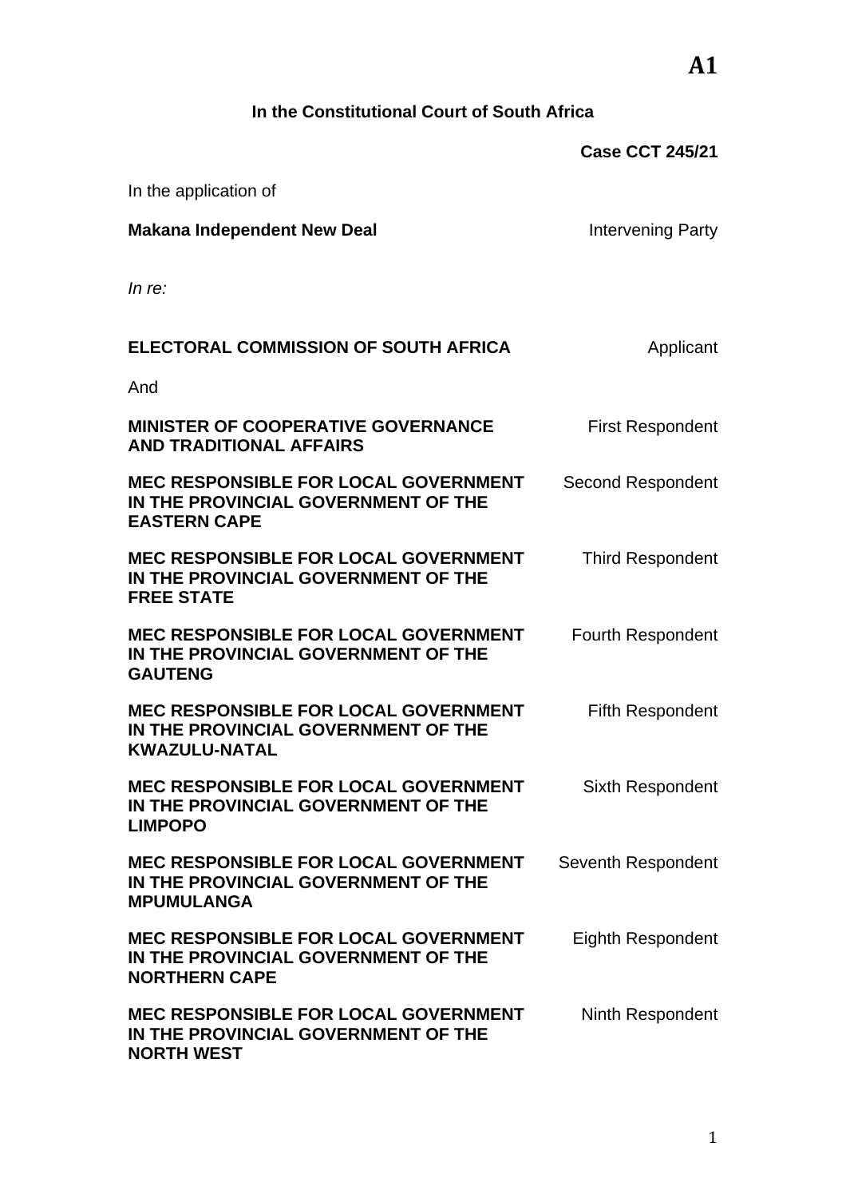**A1**

**In the Constitutional Court of South Africa**

**Case CCT 245/21**

In the application of

| | |
|---|---|
| **Makana Independent New Deal** | Intervening Party |

*In re:*

| | |
|---|---|
| **ELECTORAL COMMISSION OF SOUTH AFRICA** | Applicant |
| And | |
| **MINISTER OF COOPERATIVE GOVERNANCE AND TRADITIONAL AFFAIRS** | First Respondent |
| **MEC RESPONSIBLE FOR LOCAL GOVERNMENT IN THE PROVINCIAL GOVERNMENT OF THE EASTERN CAPE** | Second Respondent |
| **MEC RESPONSIBLE FOR LOCAL GOVERNMENT IN THE PROVINCIAL GOVERNMENT OF THE FREE STATE** | Third Respondent |
| **MEC RESPONSIBLE FOR LOCAL GOVERNMENT IN THE PROVINCIAL GOVERNMENT OF THE GAUTENG** | Fourth Respondent |
| **MEC RESPONSIBLE FOR LOCAL GOVERNMENT IN THE PROVINCIAL GOVERNMENT OF THE KWAZULU-NATAL** | Fifth Respondent |
| **MEC RESPONSIBLE FOR LOCAL GOVERNMENT IN THE PROVINCIAL GOVERNMENT OF THE LIMPOPO** | Sixth Respondent |
| **MEC RESPONSIBLE FOR LOCAL GOVERNMENT IN THE PROVINCIAL GOVERNMENT OF THE MPUMULANGA** | Seventh Respondent |
| **MEC RESPONSIBLE FOR LOCAL GOVERNMENT IN THE PROVINCIAL GOVERNMENT OF THE NORTHERN CAPE** | Eighth Respondent |
| **MEC RESPONSIBLE FOR LOCAL GOVERNMENT IN THE PROVINCIAL GOVERNMENT OF THE NORTH WEST** | Ninth Respondent |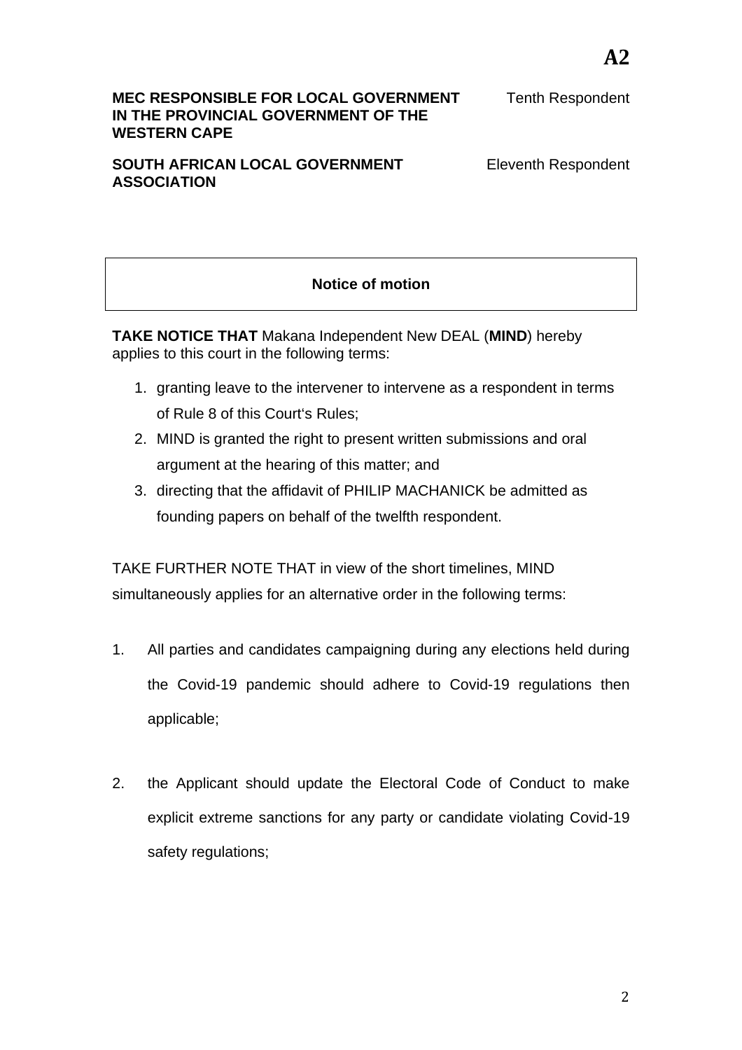**A2**

**MEC RESPONSIBLE FOR LOCAL GOVERNMENT IN THE PROVINCIAL GOVERNMENT OF THE WESTERN CAPE** — Tenth Respondent

**SOUTH AFRICAN LOCAL GOVERNMENT ASSOCIATION** — Eleventh Respondent

**Notice of motion**

**TAKE NOTICE THAT** Makana Independent New DEAL (**MIND**) hereby applies to this court in the following terms:

1. granting leave to the intervener to intervene as a respondent in terms of Rule 8 of this Court's Rules;
2. MIND is granted the right to present written submissions and oral argument at the hearing of this matter; and
3. directing that the affidavit of PHILIP MACHANICK be admitted as founding papers on behalf of the twelfth respondent.

TAKE FURTHER NOTE THAT in view of the short timelines, MIND simultaneously applies for an alternative order in the following terms:

1. All parties and candidates campaigning during any elections held during the Covid-19 pandemic should adhere to Covid-19 regulations then applicable;

2. the Applicant should update the Electoral Code of Conduct to make explicit extreme sanctions for any party or candidate violating Covid-19 safety regulations;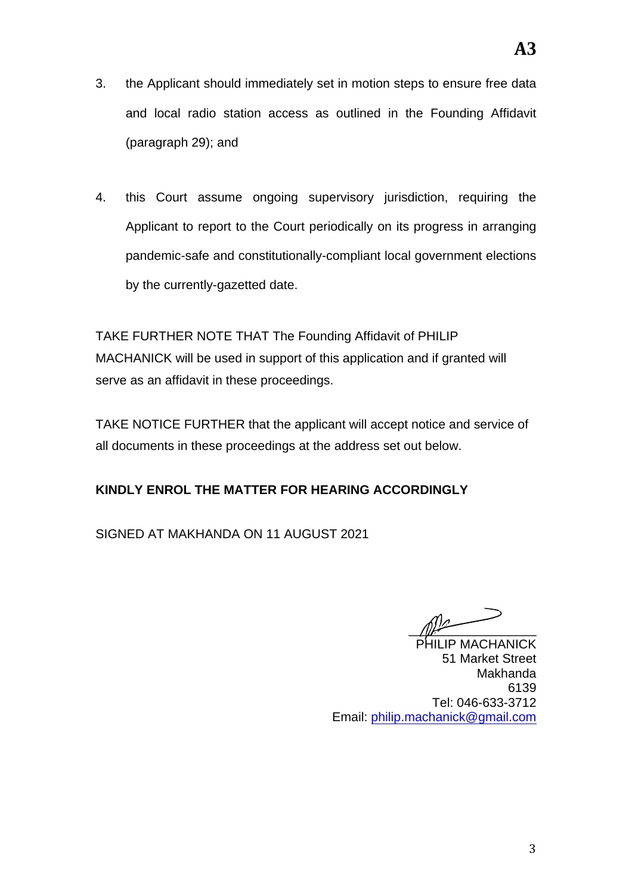**A3**

3. the Applicant should immediately set in motion steps to ensure free data and local radio station access as outlined in the Founding Affidavit (paragraph 29); and

4. this Court assume ongoing supervisory jurisdiction, requiring the Applicant to report to the Court periodically on its progress in arranging pandemic-safe and constitutionally-compliant local government elections by the currently-gazetted date.

TAKE FURTHER NOTE THAT The Founding Affidavit of PHILIP MACHANICK will be used in support of this application and if granted will serve as an affidavit in these proceedings.

TAKE NOTICE FURTHER that the applicant will accept notice and service of all documents in these proceedings at the address set out below.

**KINDLY ENROL THE MATTER FOR HEARING ACCORDINGLY**

SIGNED AT MAKHANDA ON 11 AUGUST 2021

PHILIP MACHANICK
51 Market Street
Makhanda
6139
Tel: 046-633-3712
Email: philip.machanick@gmail.com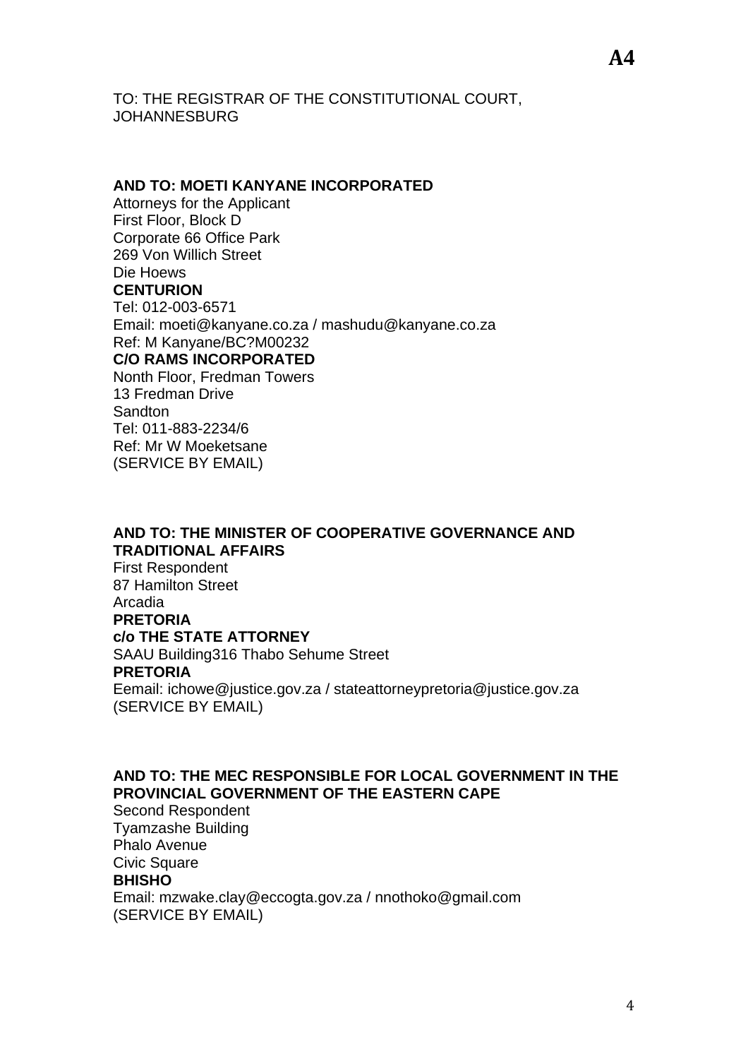**A4**

TO: THE REGISTRAR OF THE CONSTITUTIONAL COURT, JOHANNESBURG

**AND TO: MOETI KANYANE INCORPORATED**
Attorneys for the Applicant
First Floor, Block D
Corporate 66 Office Park
269 Von Willich Street
Die Hoews
**CENTURION**
Tel: 012-003-6571
Email: moeti@kanyane.co.za / mashudu@kanyane.co.za
Ref: M Kanyane/BC?M00232
**C/O RAMS INCORPORATED**
Nonth Floor, Fredman Towers
13 Fredman Drive
Sandton
Tel: 011-883-2234/6
Ref: Mr W Moeketsane
(SERVICE BY EMAIL)

**AND TO: THE MINISTER OF COOPERATIVE GOVERNANCE AND TRADITIONAL AFFAIRS**
First Respondent
87 Hamilton Street
Arcadia
**PRETORIA**
**c/o THE STATE ATTORNEY**
SAAU Building316 Thabo Sehume Street
**PRETORIA**
Eemail: ichowe@justice.gov.za / stateattorneypretoria@justice.gov.za
(SERVICE BY EMAIL)

**AND TO: THE MEC RESPONSIBLE FOR LOCAL GOVERNMENT IN THE PROVINCIAL GOVERNMENT OF THE EASTERN CAPE**
Second Respondent
Tyamzashe Building
Phalo Avenue
Civic Square
**BHISHO**
Email: mzwake.clay@eccogta.gov.za / nnothoko@gmail.com
(SERVICE BY EMAIL)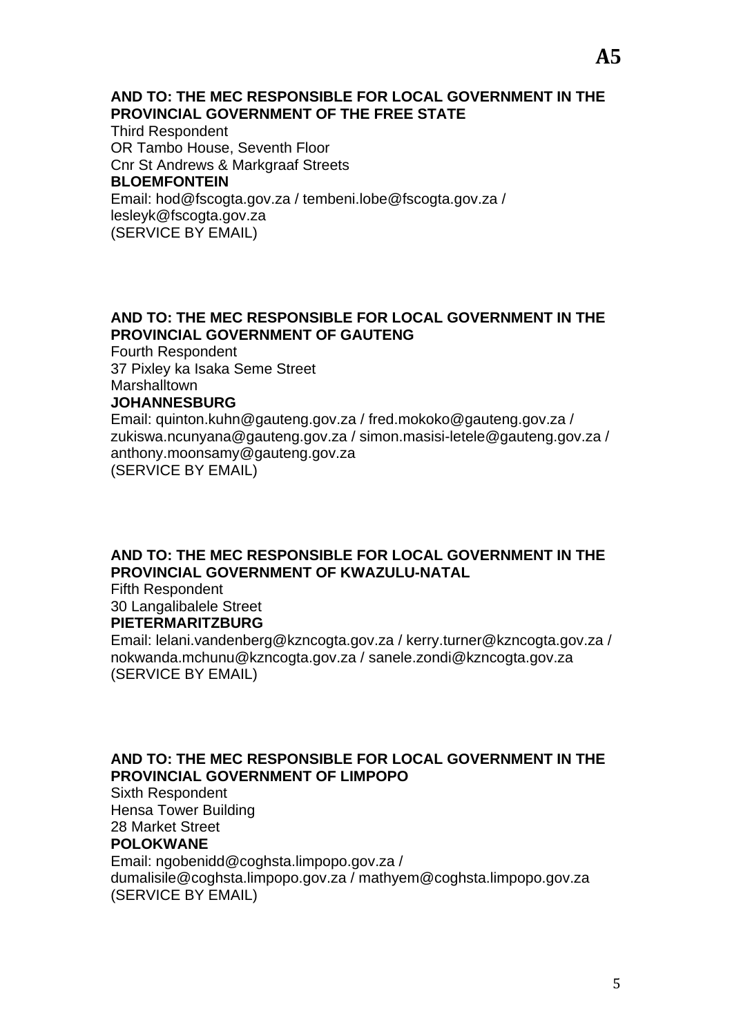**AND TO: THE MEC RESPONSIBLE FOR LOCAL GOVERNMENT IN THE PROVINCIAL GOVERNMENT OF THE FREE STATE**
Third Respondent
OR Tambo House, Seventh Floor
Cnr St Andrews & Markgraaf Streets
**BLOEMFONTEIN**
Email: hod@fscogta.gov.za / tembeni.lobe@fscogta.gov.za / lesleyk@fscogta.gov.za
(SERVICE BY EMAIL)

**AND TO: THE MEC RESPONSIBLE FOR LOCAL GOVERNMENT IN THE PROVINCIAL GOVERNMENT OF GAUTENG**
Fourth Respondent
37 Pixley ka Isaka Seme Street
Marshalltown
**JOHANNESBURG**
Email: quinton.kuhn@gauteng.gov.za / fred.mokoko@gauteng.gov.za / zukiswa.ncunyana@gauteng.gov.za / simon.masisi-letele@gauteng.gov.za / anthony.moonsamy@gauteng.gov.za
(SERVICE BY EMAIL)

**AND TO: THE MEC RESPONSIBLE FOR LOCAL GOVERNMENT IN THE PROVINCIAL GOVERNMENT OF KWAZULU-NATAL**
Fifth Respondent
30 Langalibalele Street
**PIETERMARITZBURG**
Email: lelani.vandenberg@kzncogta.gov.za / kerry.turner@kzncogta.gov.za / nokwanda.mchunu@kzncogta.gov.za / sanele.zondi@kzncogta.gov.za
(SERVICE BY EMAIL)

**AND TO: THE MEC RESPONSIBLE FOR LOCAL GOVERNMENT IN THE PROVINCIAL GOVERNMENT OF LIMPOPO**
Sixth Respondent
Hensa Tower Building
28 Market Street
**POLOKWANE**
Email: ngobenidd@coghsta.limpopo.gov.za / dumalisile@coghsta.limpopo.gov.za / mathyem@coghsta.limpopo.gov.za
(SERVICE BY EMAIL)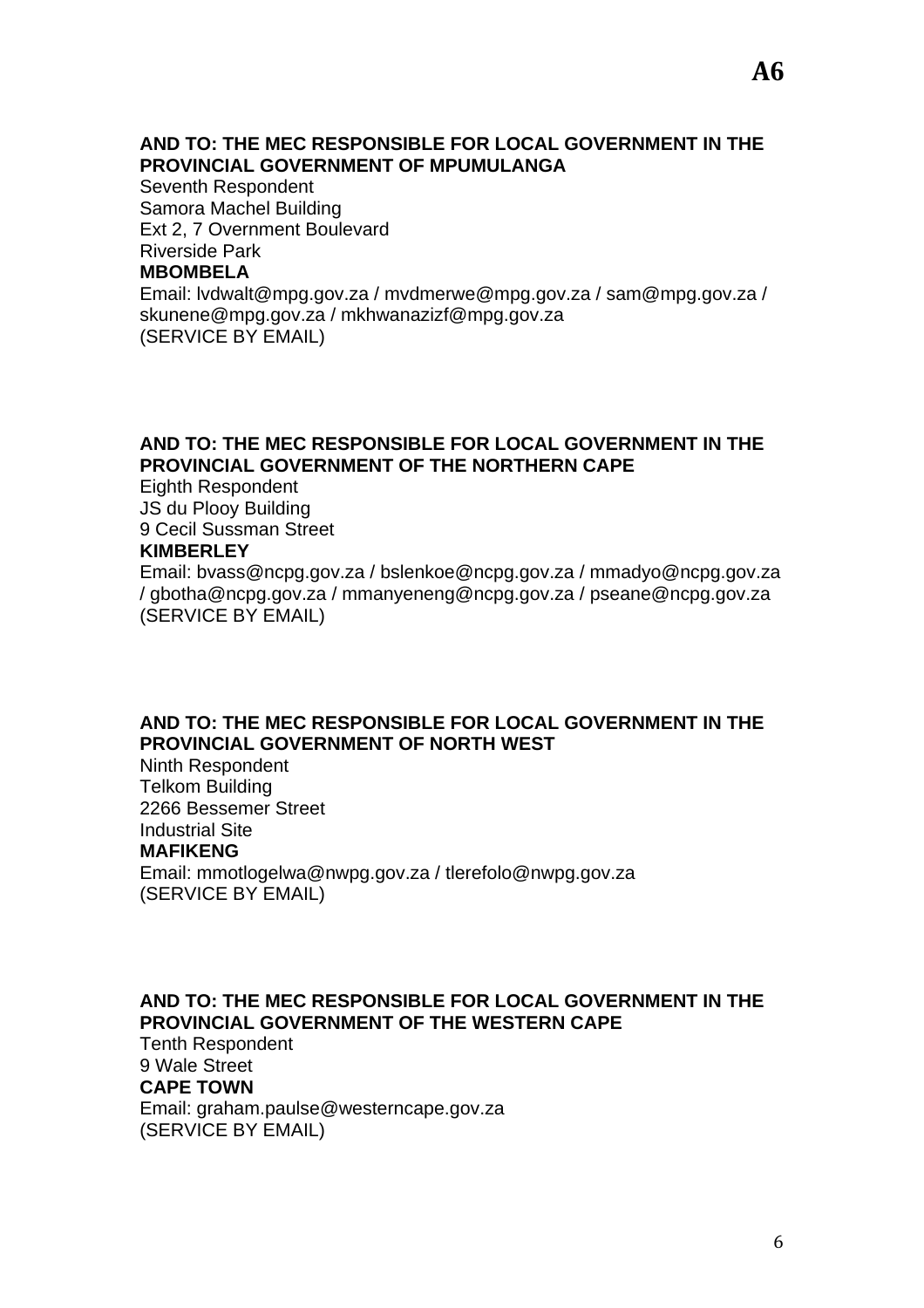**A6**

**AND TO: THE MEC RESPONSIBLE FOR LOCAL GOVERNMENT IN THE PROVINCIAL GOVERNMENT OF MPUMULANGA**
Seventh Respondent
Samora Machel Building
Ext 2, 7 Overnment Boulevard
Riverside Park
**MBOMBELA**
Email: lvdwalt@mpg.gov.za / mvdmerwe@mpg.gov.za / sam@mpg.gov.za / skunene@mpg.gov.za / mkhwanazizf@mpg.gov.za
(SERVICE BY EMAIL)

**AND TO: THE MEC RESPONSIBLE FOR LOCAL GOVERNMENT IN THE PROVINCIAL GOVERNMENT OF THE NORTHERN CAPE**
Eighth Respondent
JS du Plooy Building
9 Cecil Sussman Street
**KIMBERLEY**
Email: bvass@ncpg.gov.za / bslenkoe@ncpg.gov.za / mmadyo@ncpg.gov.za / gbotha@ncpg.gov.za / mmanyeneng@ncpg.gov.za / pseane@ncpg.gov.za
(SERVICE BY EMAIL)

**AND TO: THE MEC RESPONSIBLE FOR LOCAL GOVERNMENT IN THE PROVINCIAL GOVERNMENT OF NORTH WEST**
Ninth Respondent
Telkom Building
2266 Bessemer Street
Industrial Site
**MAFIKENG**
Email: mmotlogelwa@nwpg.gov.za / tlerefolo@nwpg.gov.za
(SERVICE BY EMAIL)

**AND TO: THE MEC RESPONSIBLE FOR LOCAL GOVERNMENT IN THE PROVINCIAL GOVERNMENT OF THE WESTERN CAPE**
Tenth Respondent
9 Wale Street
**CAPE TOWN**
Email: graham.paulse@westerncape.gov.za
(SERVICE BY EMAIL)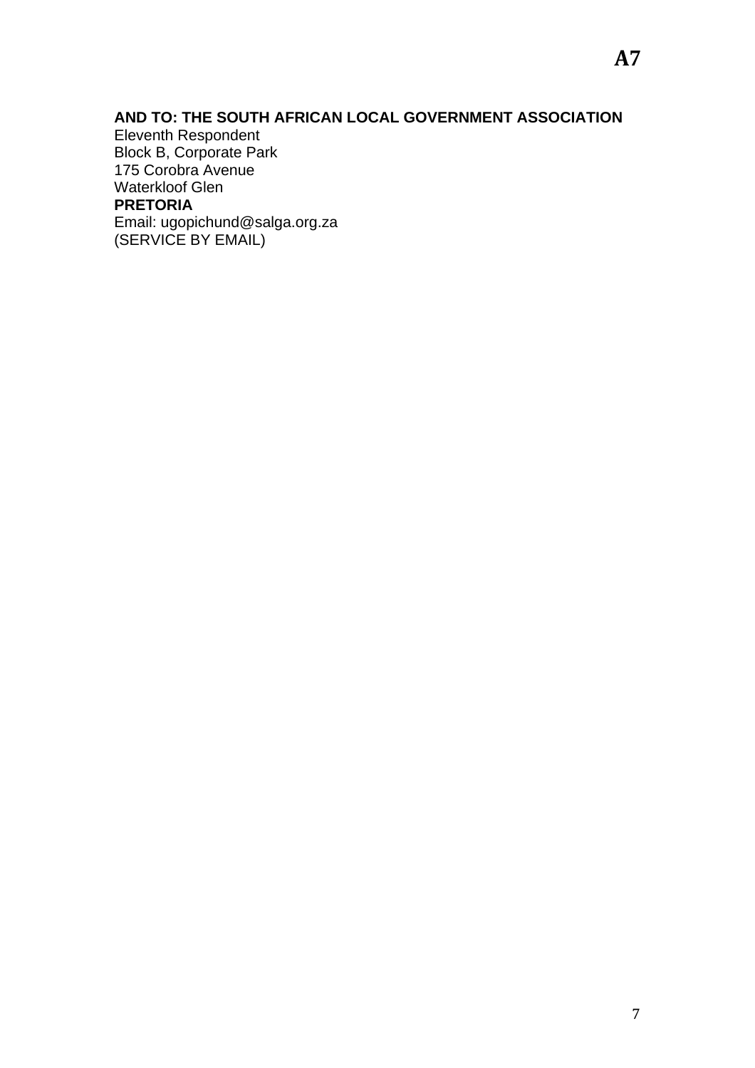**AND TO: THE SOUTH AFRICAN LOCAL GOVERNMENT ASSOCIATION**
Eleventh Respondent
Block B, Corporate Park
175 Corobra Avenue
Waterkloof Glen
**PRETORIA**
Email: ugopichund@salga.org.za
(SERVICE BY EMAIL)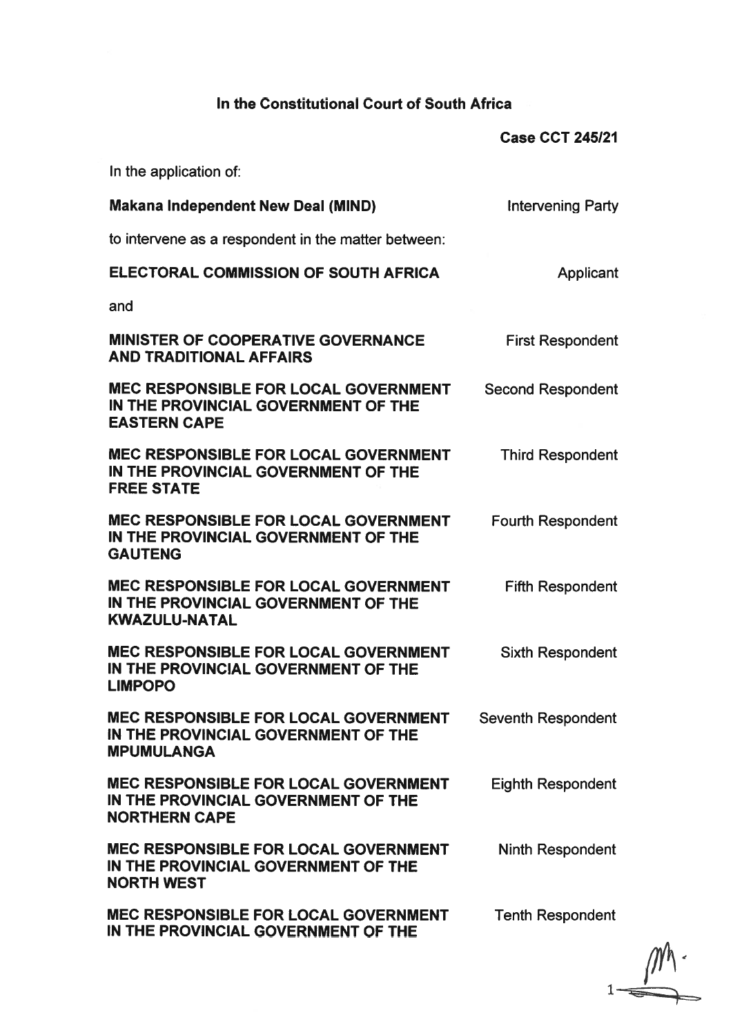**In the Constitutional Court of South Africa**

**Case CCT 245/21**

In the application of:

| | |
|---|---|
| **Makana Independent New Deal (MIND)** | Intervening Party |

to intervene as a respondent in the matter between:

| | |
|---|---|
| **ELECTORAL COMMISSION OF SOUTH AFRICA** | Applicant |

and

| | |
|---|---|
| **MINISTER OF COOPERATIVE GOVERNANCE AND TRADITIONAL AFFAIRS** | First Respondent |
| **MEC RESPONSIBLE FOR LOCAL GOVERNMENT IN THE PROVINCIAL GOVERNMENT OF THE EASTERN CAPE** | Second Respondent |
| **MEC RESPONSIBLE FOR LOCAL GOVERNMENT IN THE PROVINCIAL GOVERNMENT OF THE FREE STATE** | Third Respondent |
| **MEC RESPONSIBLE FOR LOCAL GOVERNMENT IN THE PROVINCIAL GOVERNMENT OF THE GAUTENG** | Fourth Respondent |
| **MEC RESPONSIBLE FOR LOCAL GOVERNMENT IN THE PROVINCIAL GOVERNMENT OF THE KWAZULU-NATAL** | Fifth Respondent |
| **MEC RESPONSIBLE FOR LOCAL GOVERNMENT IN THE PROVINCIAL GOVERNMENT OF THE LIMPOPO** | Sixth Respondent |
| **MEC RESPONSIBLE FOR LOCAL GOVERNMENT IN THE PROVINCIAL GOVERNMENT OF THE MPUMULANGA** | Seventh Respondent |
| **MEC RESPONSIBLE FOR LOCAL GOVERNMENT IN THE PROVINCIAL GOVERNMENT OF THE NORTHERN CAPE** | Eighth Respondent |
| **MEC RESPONSIBLE FOR LOCAL GOVERNMENT IN THE PROVINCIAL GOVERNMENT OF THE NORTH WEST** | Ninth Respondent |
| **MEC RESPONSIBLE FOR LOCAL GOVERNMENT IN THE PROVINCIAL GOVERNMENT OF THE** | Tenth Respondent |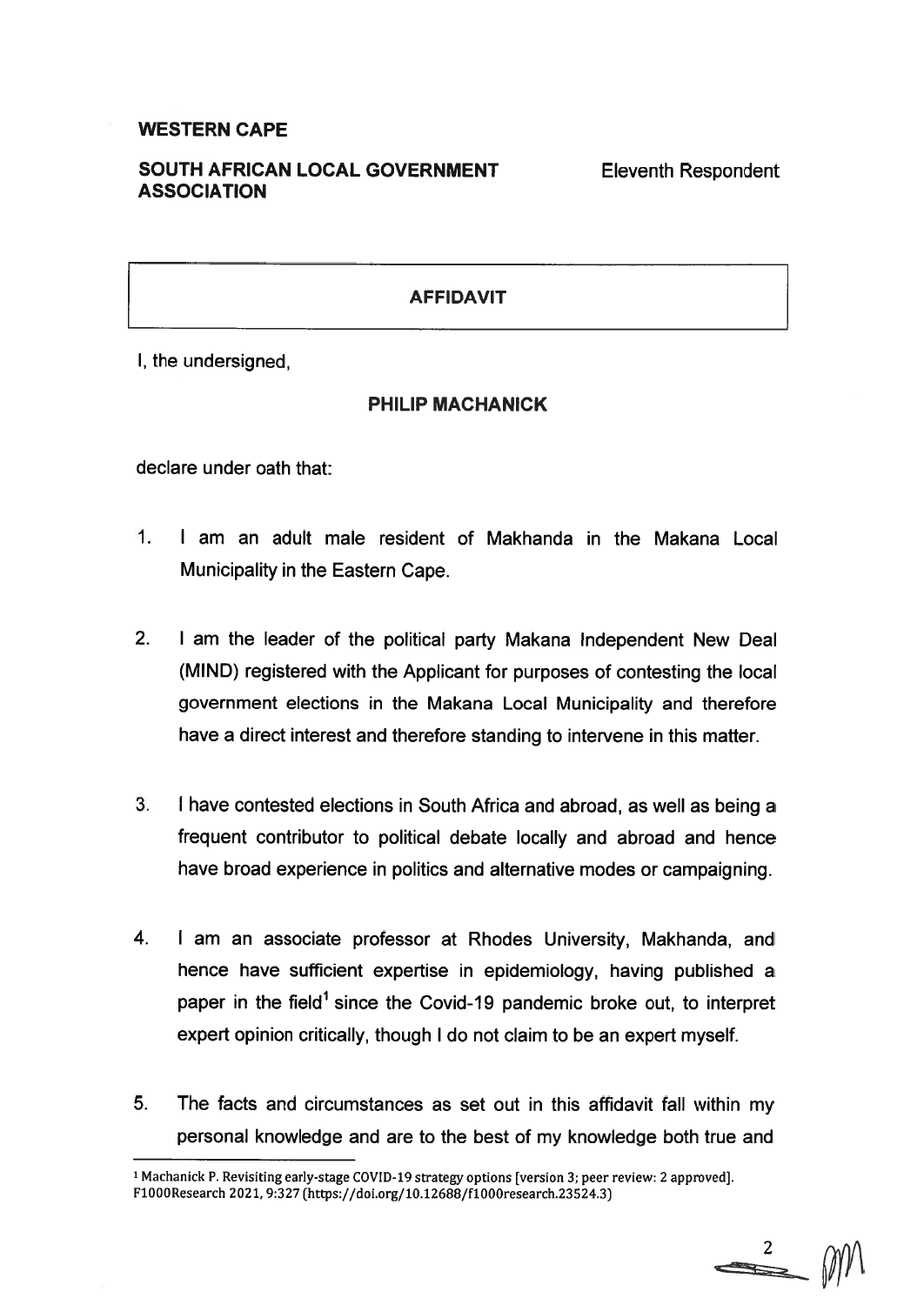**WESTERN CAPE**

**SOUTH AFRICAN LOCAL GOVERNMENT ASSOCIATION** Eleventh Respondent

---

**AFFIDAVIT**

---

I, the undersigned,

**PHILIP MACHANICK**

declare under oath that:

1. I am an adult male resident of Makhanda in the Makana Local Municipality in the Eastern Cape.

2. I am the leader of the political party Makana Independent New Deal (MIND) registered with the Applicant for purposes of contesting the local government elections in the Makana Local Municipality and therefore have a direct interest and therefore standing to intervene in this matter.

3. I have contested elections in South Africa and abroad, as well as being a frequent contributor to political debate locally and abroad and hence have broad experience in politics and alternative modes or campaigning.

4. I am an associate professor at Rhodes University, Makhanda, and hence have sufficient expertise in epidemiology, having published a paper in the field[1] since the Covid-19 pandemic broke out, to interpret expert opinion critically, though I do not claim to be an expert myself.

5. The facts and circumstances as set out in this affidavit fall within my personal knowledge and are to the best of my knowledge both true and

---

[1] Machanick P. Revisiting early-stage COVID-19 strategy options [version 3; peer review: 2 approved]. F1000Research 2021, 9:327 (https://doi.org/10.12688/f1000research.23524.3)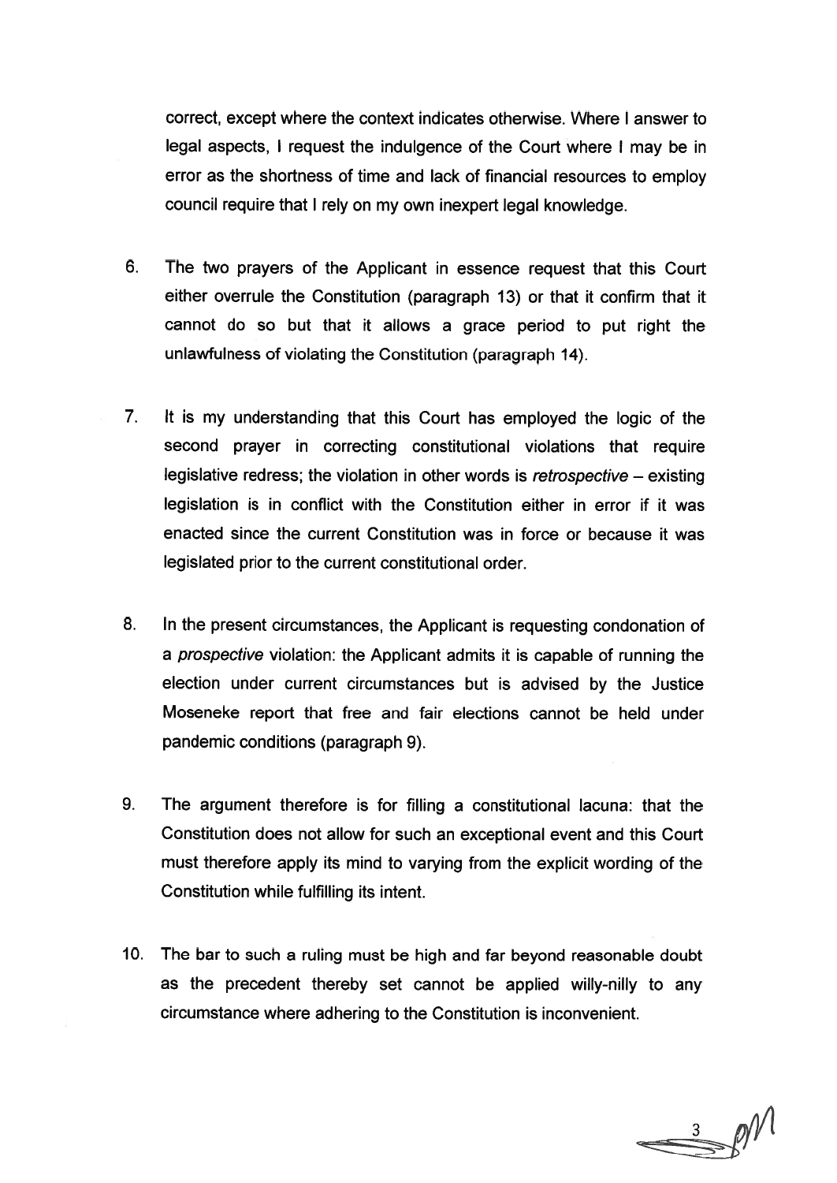correct, except where the context indicates otherwise. Where I answer to legal aspects, I request the indulgence of the Court where I may be in error as the shortness of time and lack of financial resources to employ council require that I rely on my own inexpert legal knowledge.

6. The two prayers of the Applicant in essence request that this Court either overrule the Constitution (paragraph 13) or that it confirm that it cannot do so but that it allows a grace period to put right the unlawfulness of violating the Constitution (paragraph 14).

7. It is my understanding that this Court has employed the logic of the second prayer in correcting constitutional violations that require legislative redress; the violation in other words is *retrospective* – existing legislation is in conflict with the Constitution either in error if it was enacted since the current Constitution was in force or because it was legislated prior to the current constitutional order.

8. In the present circumstances, the Applicant is requesting condonation of a *prospective* violation: the Applicant admits it is capable of running the election under current circumstances but is advised by the Justice Moseneke report that free and fair elections cannot be held under pandemic conditions (paragraph 9).

9. The argument therefore is for filling a constitutional lacuna: that the Constitution does not allow for such an exceptional event and this Court must therefore apply its mind to varying from the explicit wording of the Constitution while fulfilling its intent.

10. The bar to such a ruling must be high and far beyond reasonable doubt as the precedent thereby set cannot be applied willy-nilly to any circumstance where adhering to the Constitution is inconvenient.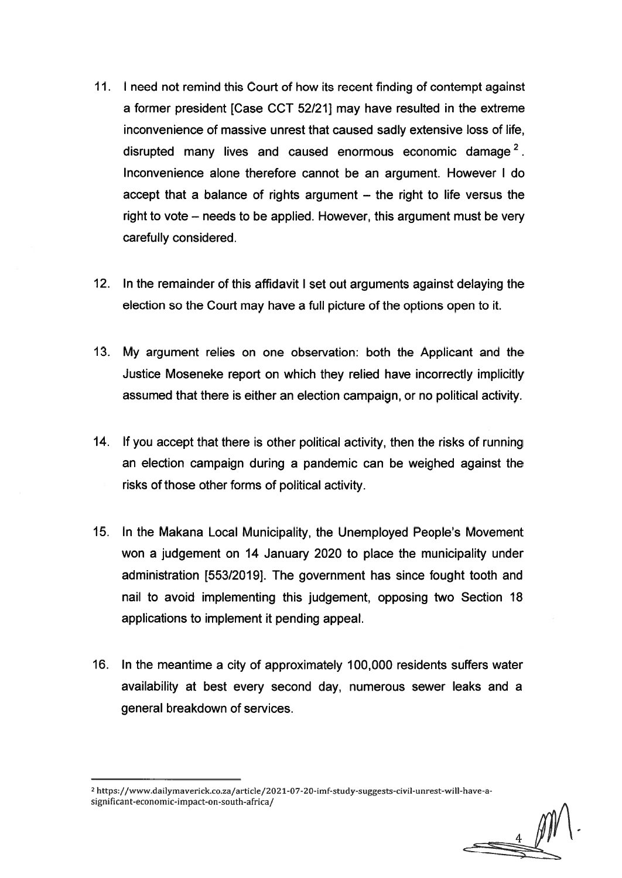11. I need not remind this Court of how its recent finding of contempt against a former president [Case CCT 52/21] may have resulted in the extreme inconvenience of massive unrest that caused sadly extensive loss of life, disrupted many lives and caused enormous economic damage [2]. Inconvenience alone therefore cannot be an argument. However I do accept that a balance of rights argument – the right to life versus the right to vote – needs to be applied. However, this argument must be very carefully considered.

12. In the remainder of this affidavit I set out arguments against delaying the election so the Court may have a full picture of the options open to it.

13. My argument relies on one observation: both the Applicant and the Justice Moseneke report on which they relied have incorrectly implicitly assumed that there is either an election campaign, or no political activity.

14. If you accept that there is other political activity, then the risks of running an election campaign during a pandemic can be weighed against the risks of those other forms of political activity.

15. In the Makana Local Municipality, the Unemployed People's Movement won a judgement on 14 January 2020 to place the municipality under administration [553/2019]. The government has since fought tooth and nail to avoid implementing this judgement, opposing two Section 18 applications to implement it pending appeal.

16. In the meantime a city of approximately 100,000 residents suffers water availability at best every second day, numerous sewer leaks and a general breakdown of services.

---

[2] https://www.dailymaverick.co.za/article/2021-07-20-imf-study-suggests-civil-unrest-will-have-a-significant-economic-impact-on-south-africa/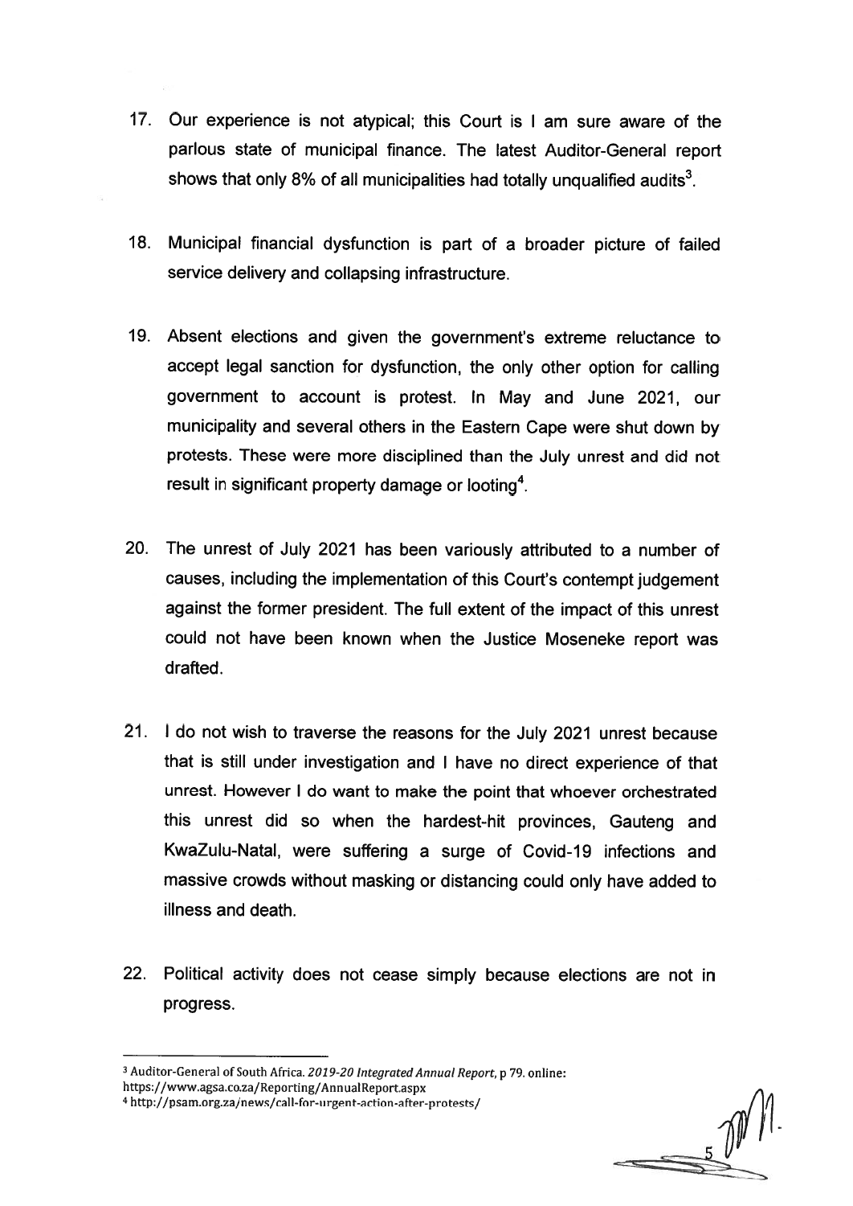17. Our experience is not atypical; this Court is I am sure aware of the parlous state of municipal finance. The latest Auditor-General report shows that only 8% of all municipalities had totally unqualified audits[3].

18. Municipal financial dysfunction is part of a broader picture of failed service delivery and collapsing infrastructure.

19. Absent elections and given the government's extreme reluctance to accept legal sanction for dysfunction, the only other option for calling government to account is protest. In May and June 2021, our municipality and several others in the Eastern Cape were shut down by protests. These were more disciplined than the July unrest and did not result in significant property damage or looting[4].

20. The unrest of July 2021 has been variously attributed to a number of causes, including the implementation of this Court's contempt judgement against the former president. The full extent of the impact of this unrest could not have been known when the Justice Moseneke report was drafted.

21. I do not wish to traverse the reasons for the July 2021 unrest because that is still under investigation and I have no direct experience of that unrest. However I do want to make the point that whoever orchestrated this unrest did so when the hardest-hit provinces, Gauteng and KwaZulu-Natal, were suffering a surge of Covid-19 infections and massive crowds without masking or distancing could only have added to illness and death.

22. Political activity does not cease simply because elections are not in progress.

---

[3] Auditor-General of South Africa. *2019-20 Integrated Annual Report*, p 79. online: https://www.agsa.co.za/Reporting/AnnualReport.aspx

[4] http://psam.org.za/news/call-for-urgent-action-after-protests/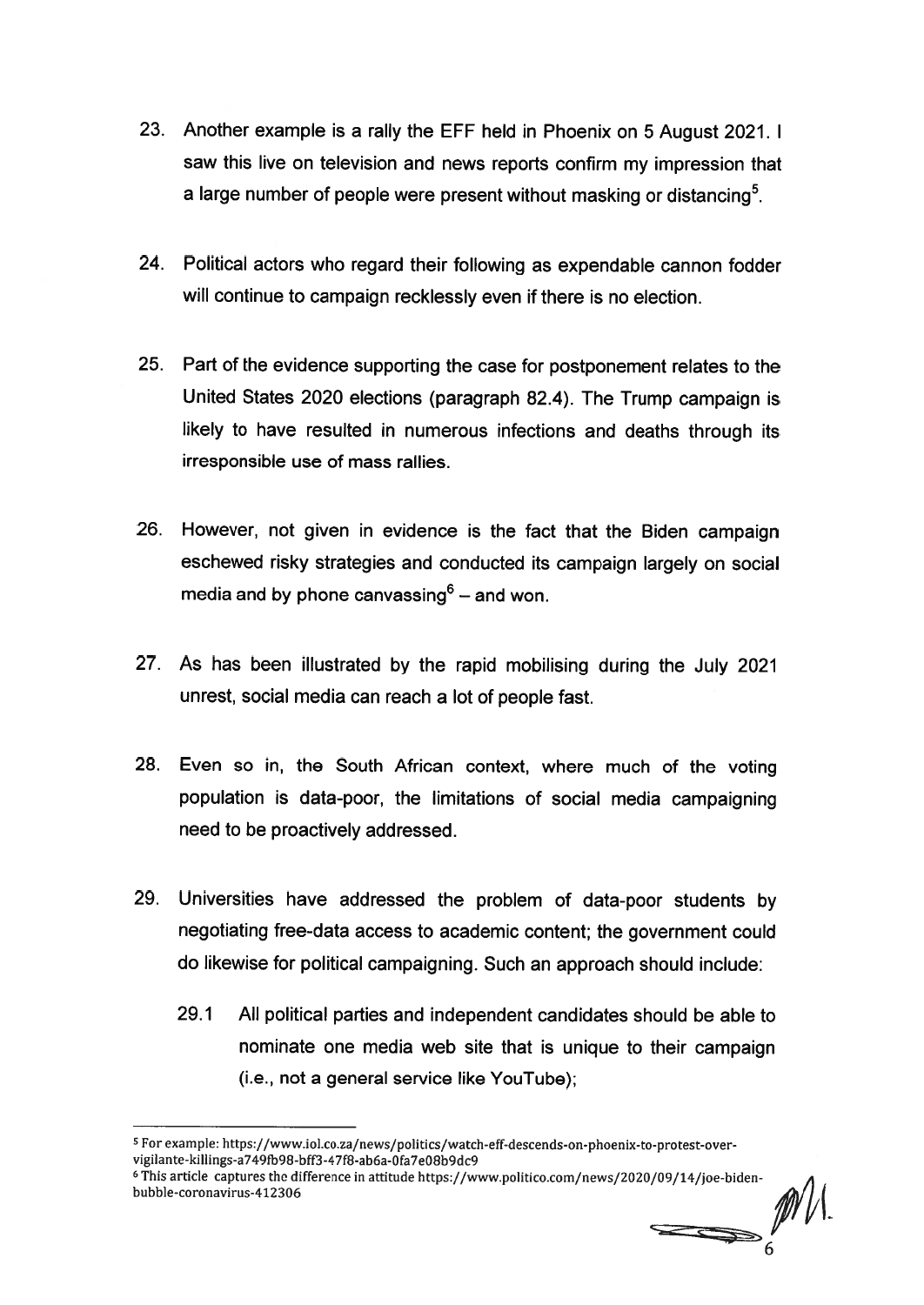23. Another example is a rally the EFF held in Phoenix on 5 August 2021. I saw this live on television and news reports confirm my impression that a large number of people were present without masking or distancing[5].

24. Political actors who regard their following as expendable cannon fodder will continue to campaign recklessly even if there is no election.

25. Part of the evidence supporting the case for postponement relates to the United States 2020 elections (paragraph 82.4). The Trump campaign is likely to have resulted in numerous infections and deaths through its irresponsible use of mass rallies.

26. However, not given in evidence is the fact that the Biden campaign eschewed risky strategies and conducted its campaign largely on social media and by phone canvassing[6] – and won.

27. As has been illustrated by the rapid mobilising during the July 2021 unrest, social media can reach a lot of people fast.

28. Even so in, the South African context, where much of the voting population is data-poor, the limitations of social media campaigning need to be proactively addressed.

29. Universities have addressed the problem of data-poor students by negotiating free-data access to academic content; the government could do likewise for political campaigning. Such an approach should include:

    29.1 All political parties and independent candidates should be able to nominate one media web site that is unique to their campaign (i.e., not a general service like YouTube);

---

[5] For example: https://www.iol.co.za/news/politics/watch-eff-descends-on-phoenix-to-protest-over-vigilante-killings-a749fb98-bff3-47f8-ab6a-0fa7e08b9dc9

[6] This article captures the difference in attitude https://www.politico.com/news/2020/09/14/joe-biden-bubble-coronavirus-412306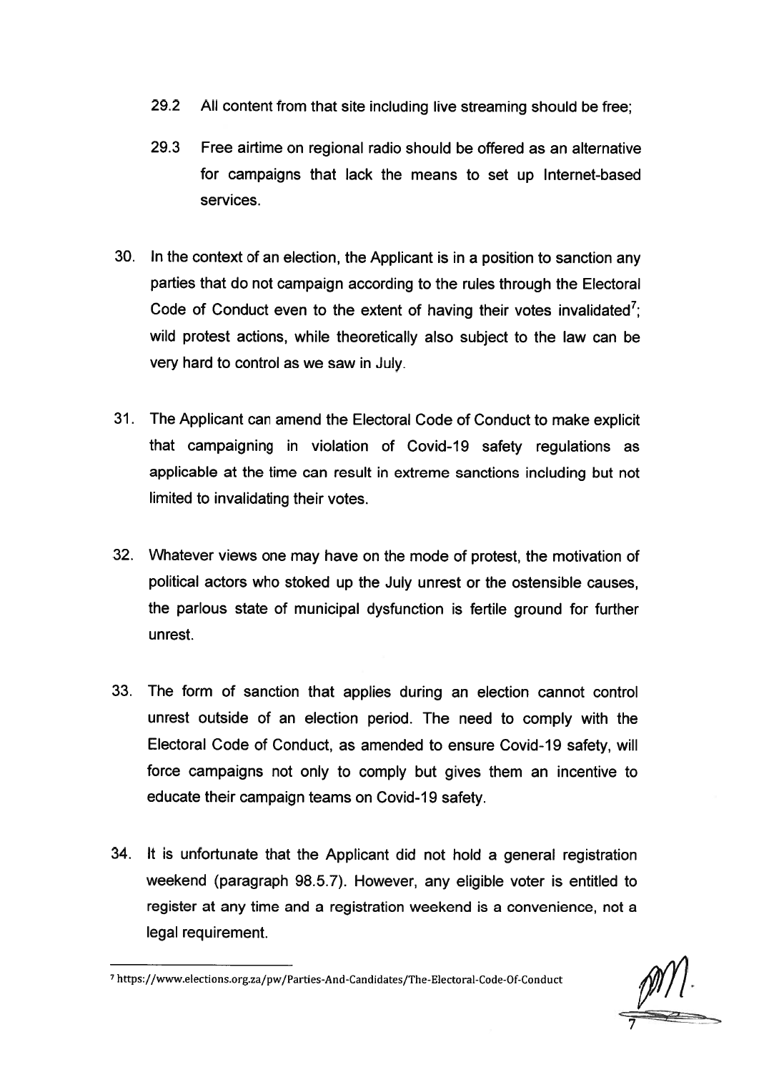29.2 All content from that site including live streaming should be free;

29.3 Free airtime on regional radio should be offered as an alternative for campaigns that lack the means to set up Internet-based services.

30. In the context of an election, the Applicant is in a position to sanction any parties that do not campaign according to the rules through the Electoral Code of Conduct even to the extent of having their votes invalidated[7]; wild protest actions, while theoretically also subject to the law can be very hard to control as we saw in July.

31. The Applicant can amend the Electoral Code of Conduct to make explicit that campaigning in violation of Covid-19 safety regulations as applicable at the time can result in extreme sanctions including but not limited to invalidating their votes.

32. Whatever views one may have on the mode of protest, the motivation of political actors who stoked up the July unrest or the ostensible causes, the parlous state of municipal dysfunction is fertile ground for further unrest.

33. The form of sanction that applies during an election cannot control unrest outside of an election period. The need to comply with the Electoral Code of Conduct, as amended to ensure Covid-19 safety, will force campaigns not only to comply but gives them an incentive to educate their campaign teams on Covid-19 safety.

34. It is unfortunate that the Applicant did not hold a general registration weekend (paragraph 98.5.7). However, any eligible voter is entitled to register at any time and a registration weekend is a convenience, not a legal requirement.

---

[7] https://www.elections.org.za/pw/Parties-And-Candidates/The-Electoral-Code-Of-Conduct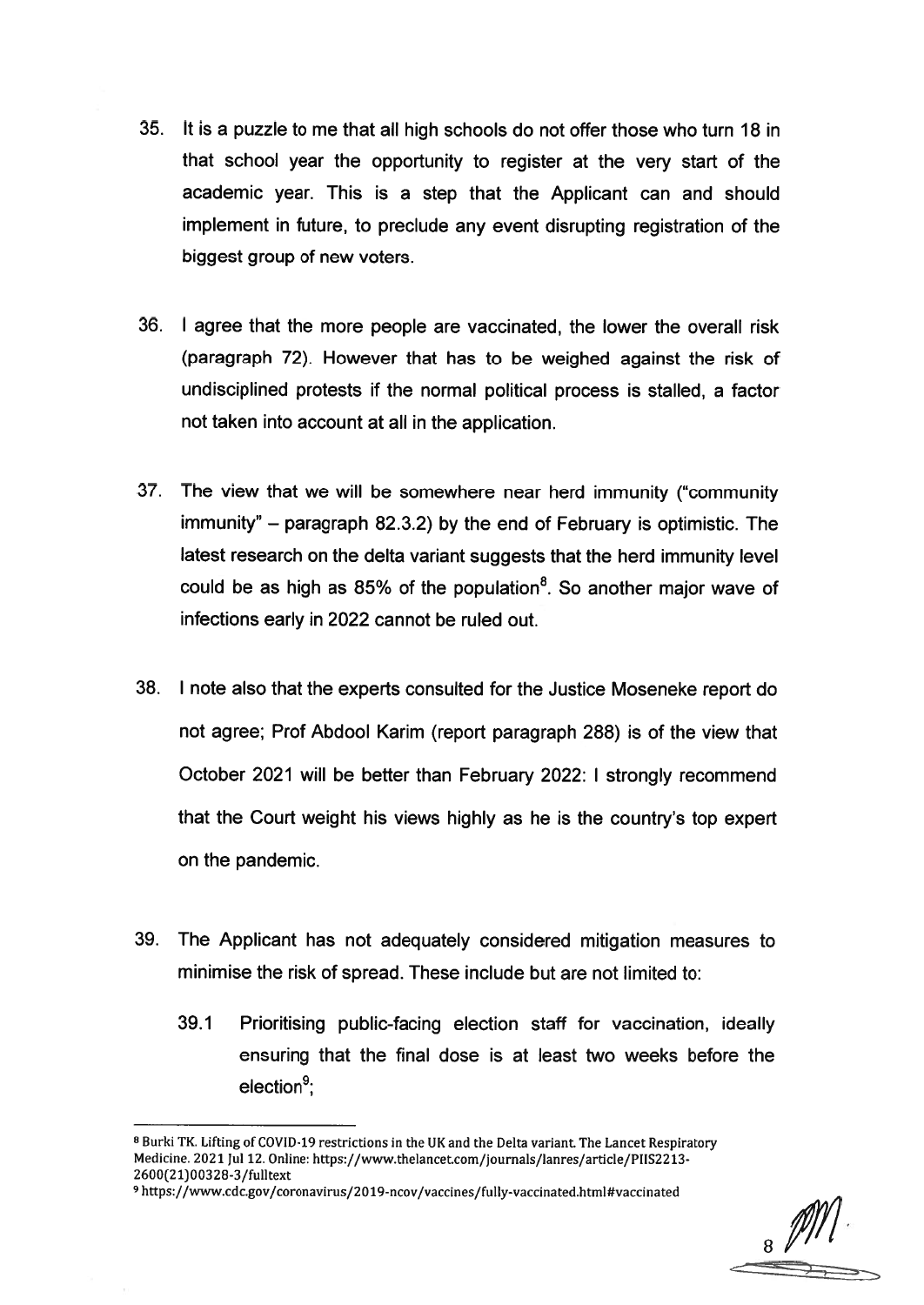35. It is a puzzle to me that all high schools do not offer those who turn 18 in that school year the opportunity to register at the very start of the academic year. This is a step that the Applicant can and should implement in future, to preclude any event disrupting registration of the biggest group of new voters.

36. I agree that the more people are vaccinated, the lower the overall risk (paragraph 72). However that has to be weighed against the risk of undisciplined protests if the normal political process is stalled, a factor not taken into account at all in the application.

37. The view that we will be somewhere near herd immunity ("community immunity" – paragraph 82.3.2) by the end of February is optimistic. The latest research on the delta variant suggests that the herd immunity level could be as high as 85% of the population[8]. So another major wave of infections early in 2022 cannot be ruled out.

38. I note also that the experts consulted for the Justice Moseneke report do not agree; Prof Abdool Karim (report paragraph 288) is of the view that October 2021 will be better than February 2022: I strongly recommend that the Court weight his views highly as he is the country's top expert on the pandemic.

39. The Applicant has not adequately considered mitigation measures to minimise the risk of spread. These include but are not limited to:

    39.1 Prioritising public-facing election staff for vaccination, ideally ensuring that the final dose is at least two weeks before the election[9];

---

[8] Burki TK. Lifting of COVID-19 restrictions in the UK and the Delta variant. The Lancet Respiratory Medicine. 2021 Jul 12. Online: https://www.thelancet.com/journals/lanres/article/PIIS2213-2600(21)00328-3/fulltext

[9] https://www.cdc.gov/coronavirus/2019-ncov/vaccines/fully-vaccinated.html#vaccinated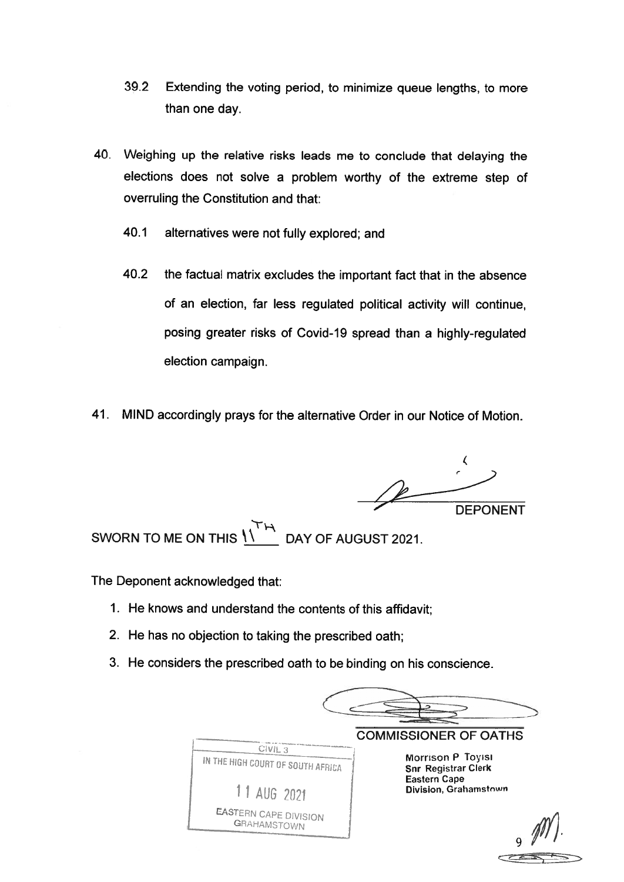39.2 Extending the voting period, to minimize queue lengths, to more than one day.

40. Weighing up the relative risks leads me to conclude that delaying the elections does not solve a problem worthy of the extreme step of overruling the Constitution and that:

    40.1 alternatives were not fully explored; and

    40.2 the factual matrix excludes the important fact that in the absence of an election, far less regulated political activity will continue, posing greater risks of Covid-19 spread than a highly-regulated election campaign.

41. MIND accordingly prays for the alternative Order in our Notice of Motion.

DEPONENT

SWORN TO ME ON THIS 11TH DAY OF AUGUST 2021.

The Deponent acknowledged that:

1. He knows and understand the contents of this affidavit;
2. He has no objection to taking the prescribed oath;
3. He considers the prescribed oath to be binding on his conscience.

COMMISSIONER OF OATHS

Morrison P Toyisi
Snr Registrar Clerk
Eastern Cape
Division, Grahamstown

CIVIL 3
IN THE HIGH COURT OF SOUTH AFRICA
11 AUG 2021
EASTERN CAPE DIVISION
GRAHAMSTOWN